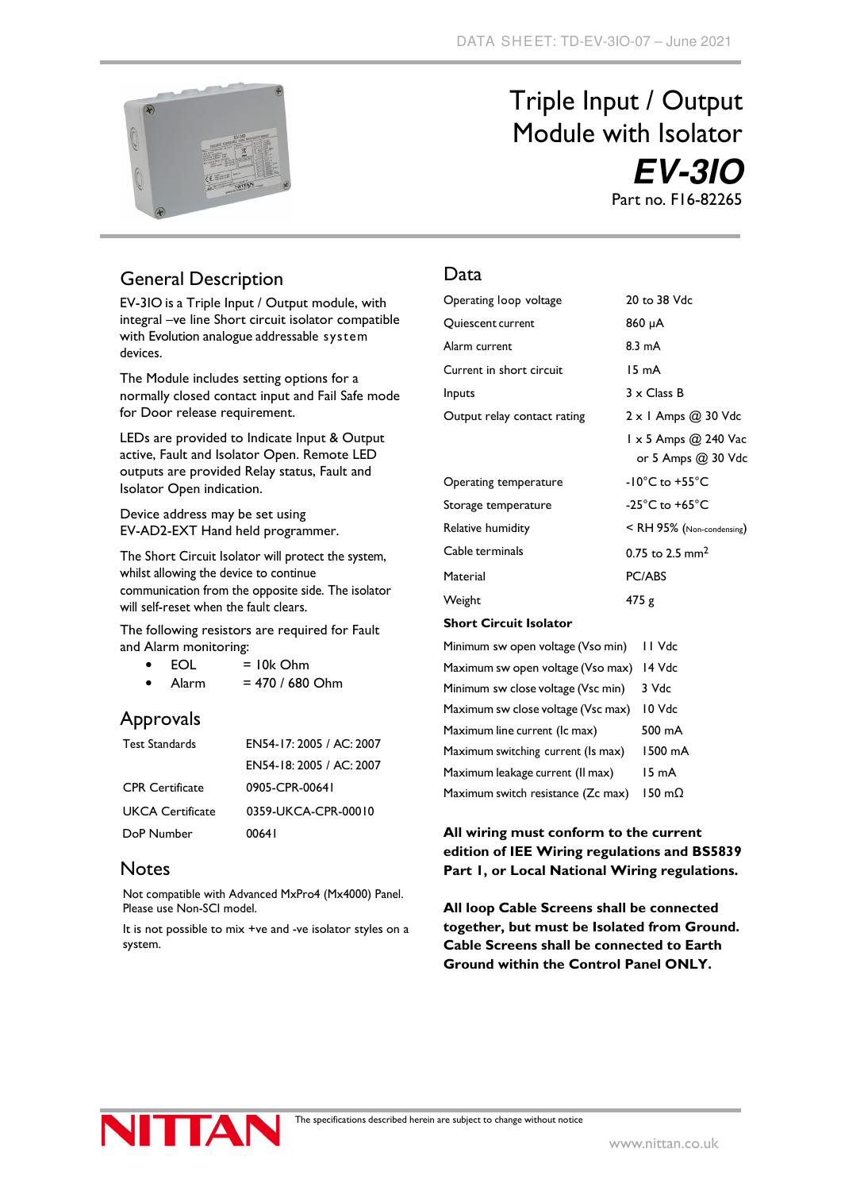DATA SHEET: TD-EV-3IO-07 – June 2021

# Triple Input / Output Module with Isolator

# *EV-3IO*

Part no. F16-82265

## General Description

EV-3IO is a Triple Input / Output module, with integral –ve line Short circuit isolator compatible with Evolution analogue addressable system devices.

The Module includes setting options for a normally closed contact input and Fail Safe mode for Door release requirement.

LEDs are provided to Indicate Input & Output active, Fault and Isolator Open. Remote LED outputs are provided Relay status, Fault and Isolator Open indication.

Device address may be set using EV-AD2-EXT Hand held programmer.

The Short Circuit Isolator will protect the system, whilst allowing the device to continue communication from the opposite side. The isolator will self-reset when the fault clears.

The following resistors are required for Fault and Alarm monitoring:

- EOL = 10k Ohm
- Alarm = 470 / 680 Ohm

## Approvals

| | |
|---|---|
| Test Standards | EN54-17: 2005 / AC: 2007 |
| | EN54-18: 2005 / AC: 2007 |
| CPR Certificate | 0905-CPR-00641 |
| UKCA Certificate | 0359-UKCA-CPR-00010 |
| DoP Number | 00641 |

## Notes

Not compatible with Advanced MxPro4 (Mx4000) Panel. Please use Non-SCI model.

It is not possible to mix +ve and -ve isolator styles on a system.

## Data

| | |
|---|---|
| Operating loop voltage | 20 to 38 Vdc |
| Quiescent current | 860 µA |
| Alarm current | 8.3 mA |
| Current in short circuit | 15 mA |
| Inputs | 3 x Class B |
| Output relay contact rating | 2 x 1 Amps @ 30 Vdc |
| | 1 x 5 Amps @ 240 Vac or 5 Amps @ 30 Vdc |
| Operating temperature | -10°C to +55°C |
| Storage temperature | -25°C to +65°C |
| Relative humidity | < RH 95% (Non-condensing) |
| Cable terminals | 0.75 to 2.5 mm$^2$ |
| Material | PC/ABS |
| Weight | 475 g |
| **Short Circuit Isolator** | |
| Minimum sw open voltage (Vso min) | 11 Vdc |
| Maximum sw open voltage (Vso max) | 14 Vdc |
| Minimum sw close voltage (Vsc min) | 3 Vdc |
| Maximum sw close voltage (Vsc max) | 10 Vdc |
| Maximum line current (Ic max) | 500 mA |
| Maximum switching current (Is max) | 1500 mA |
| Maximum leakage current (Il max) | 15 mA |
| Maximum switch resistance (Zc max) | 150 mΩ |

**All wiring must conform to the current edition of IEE Wiring regulations and BS5839 Part 1, or Local National Wiring regulations.**

**All loop Cable Screens shall be connected together, but must be Isolated from Ground. Cable Screens shall be connected to Earth Ground within the Control Panel ONLY.**

NITTAN

The specifications described herein are subject to change without notice

www.nittan.co.uk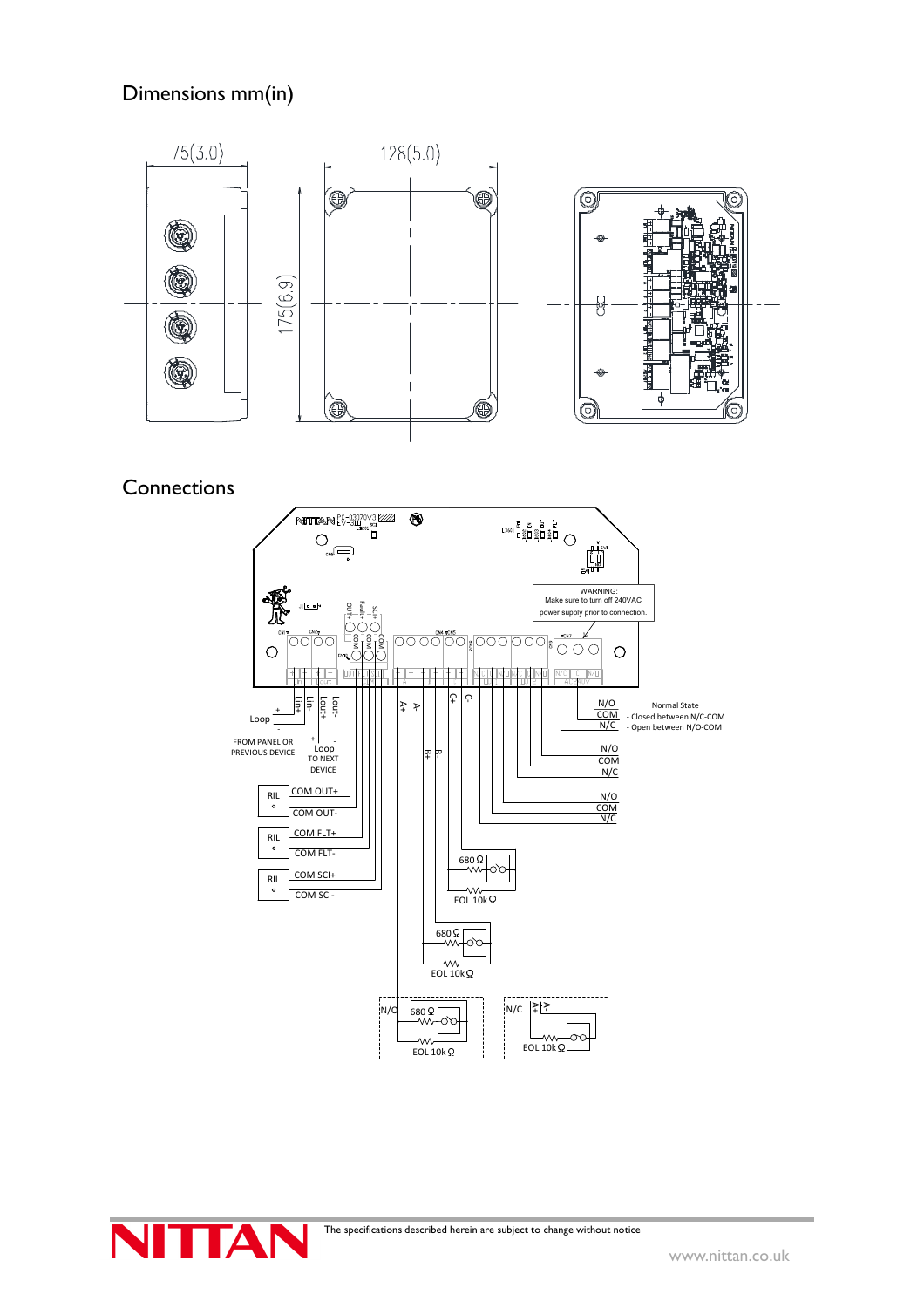## Dimensions mm(in)

75(3.0)

128(5.0)

175(6.9)

## Connections

WARNING:
Make sure to turn off 240VAC
power supply prior to connection.

Loop
FROM PANEL OR
PREVIOUS DEVICE

Lin+
Lin-
Lout+
Lout-

Loop
TO NEXT
DEVICE

A+
A-
C+
C-
B+
B-

N/O
COM
N/C

Normal State
- Closed between N/C-COM
- Open between N/O-COM

N/O
COM
N/C

N/O
COM
N/C

RIL
COM OUT+
COM OUT-

RIL
COM FLT+
COM FLT-

RIL
COM SCI+
COM SCI-

680 Ω
EOL 10k Ω

680 Ω
EOL 10k Ω

N/O
680 Ω
EOL 10k Ω

N/C
A+
A-
EOL 10k Ω

The specifications described herein are subject to change without notice

www.nittan.co.uk